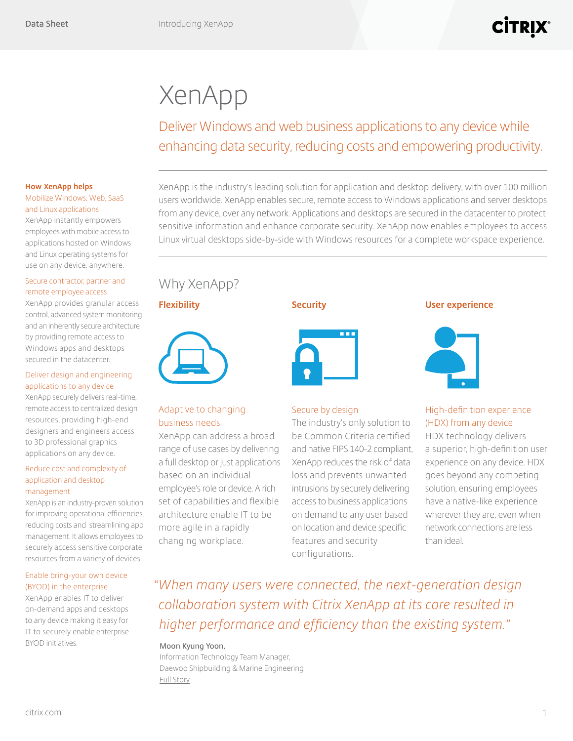# XenApp

## Deliver Windows and web business applications to any device while enhancing data security, reducing costs and empowering productivity.

XenApp is the industry's leading solution for application and desktop delivery, with over 100 million users worldwide. XenApp enables secure, remote access to Windows applications and server desktops from any device, over any network. Applications and desktops are secured in the datacenter to protect sensitive information and enhance corporate security. XenApp now enables employees to access Linux virtual desktops side-by-side with Windows resources for a complete workspace experience.

## Why XenApp?

### Flexibility

**Adaptive to changing business needs**

XenApp can address a broad range of use cases by delivering a full desktop or just applications based on an individual employee's role or device. A rich set of capabilities and flexible architecture enable IT to be more agile in a rapidly changing workplace.

### Security

**Secure by design**

The industry's only solution to be Common Criteria certified and native FIPS 140-2 compliant, XenApp reduces the risk of data loss and prevents unwanted intrusions by securely delivering access to business applications on demand to any user based on location and device specific features and security configurations.

### User experience

**High-definition experience (HDX) from any device**

HDX technology delivers a superior, high-definition user experience on any device. HDX goes beyond any competing solution, ensuring employees have a native-like experience wherever they are, even when network connections are less than ideal.

*"When many users were connected, the next-generation design collaboration system with Citrix XenApp at its core resulted in higher performance and efficiency than the existing system."*

**Moon Kyung Yoon,**
Information Technology Team Manager,
Daewoo Shipbuilding & Marine Engineering
Full Story

### How XenApp helps

**Mobilize Windows, Web, SaaS and Linux applications**

XenApp instantly empowers employees with mobile access to applications hosted on Windows and Linux operating systems for use on any device, anywhere.

**Secure contractor, partner and remote employee access**

XenApp provides granular access control, advanced system monitoring and an inherently secure architecture by providing remote access to Windows apps and desktops secured in the datacenter.

**Deliver design and engineering applications to any device**

XenApp securely delivers real-time, remote access to centralized design resources, providing high-end designers and engineers access to 3D professional graphics applications on any device.

**Reduce cost and complexity of application and desktop management**

XenApp is an industry-proven solution for improving operational efficiencies, reducing costs and streamlining app management. It allows employees to securely access sensitive corporate resources from a variety of devices.

**Enable bring-your own device (BYOD) in the enterprise**

XenApp enables IT to deliver on-demand apps and desktops to any device making it easy for IT to securely enable enterprise BYOD initiatives.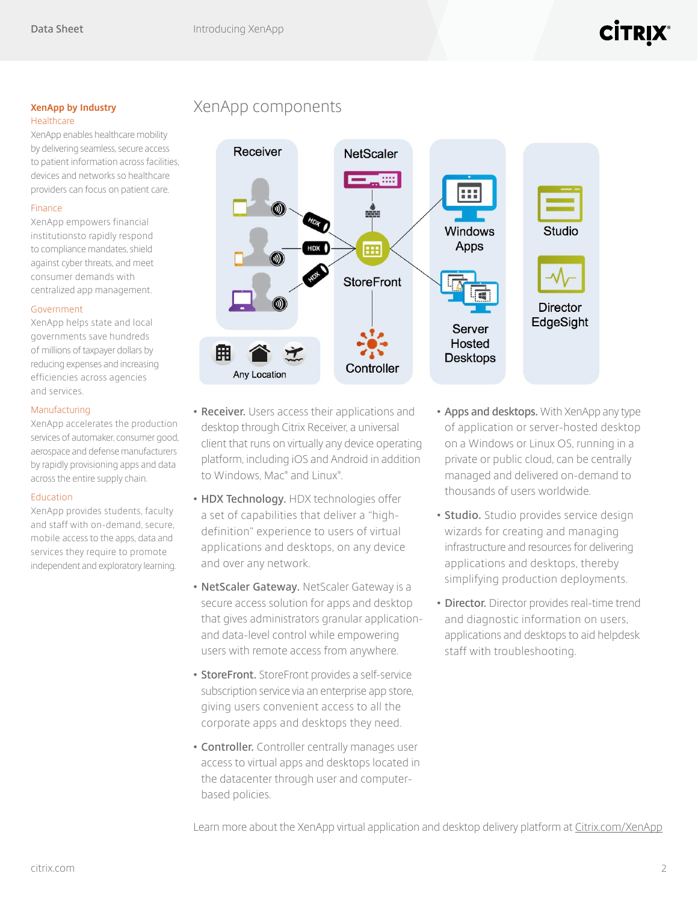## XenApp by Industry

### Healthcare

XenApp enables healthcare mobility by delivering seamless, secure access to patient information across facilities, devices and networks so healthcare providers can focus on patient care.

### Finance

XenApp empowers financial institutionsto rapidly respond to compliance mandates, shield against cyber threats, and meet consumer demands with centralized app management.

### Government

XenApp helps state and local governments save hundreds of millions of taxpayer dollars by reducing expenses and increasing efficiencies across agencies and services.

### Manufacturing

XenApp accelerates the production services of automaker, consumer good, aerospace and defense manufacturers by rapidly provisioning apps and data across the entire supply chain.

### Education

XenApp provides students, faculty and staff with on-demand, secure, mobile access to the apps, data and services they require to promote independent and exploratory learning.

# XenApp components

- **Receiver.** Users access their applications and desktop through Citrix Receiver, a universal client that runs on virtually any device operating platform, including iOS and Android in addition to Windows, Mac® and Linux®.
- **HDX Technology.** HDX technologies offer a set of capabilities that deliver a "high-definition" experience to users of virtual applications and desktops, on any device and over any network.
- **NetScaler Gateway.** NetScaler Gateway is a secure access solution for apps and desktop that gives administrators granular application- and data-level control while empowering users with remote access from anywhere.
- **StoreFront.** StoreFront provides a self-service subscription service via an enterprise app store, giving users convenient access to all the corporate apps and desktops they need.
- **Controller.** Controller centrally manages user access to virtual apps and desktops located in the datacenter through user and computer-based policies.
- **Apps and desktops.** With XenApp any type of application or server-hosted desktop on a Windows or Linux OS, running in a private or public cloud, can be centrally managed and delivered on-demand to thousands of users worldwide.
- **Studio.** Studio provides service design wizards for creating and managing infrastructure and resources for delivering applications and desktops, thereby simplifying production deployments.
- **Director.** Director provides real-time trend and diagnostic information on users, applications and desktops to aid helpdesk staff with troubleshooting.

Learn more about the XenApp virtual application and desktop delivery platform at Citrix.com/XenApp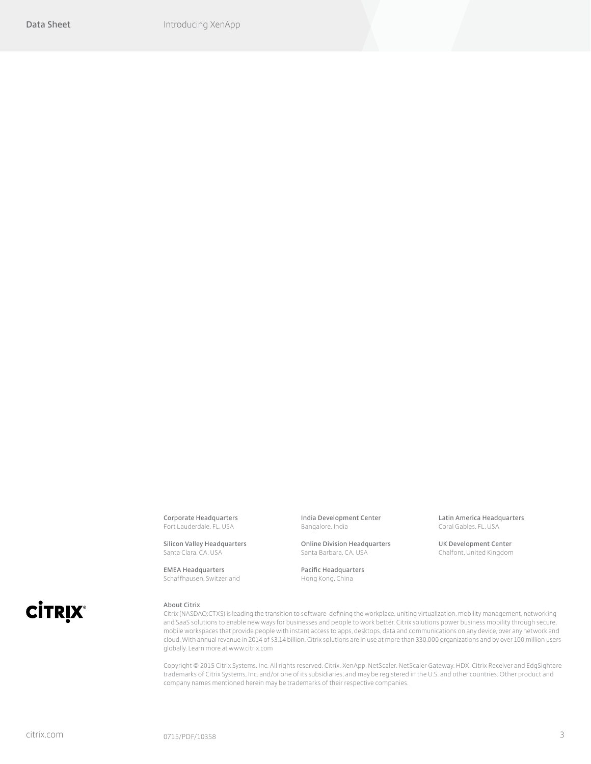Corporate Headquarters
Fort Lauderdale, FL, USA

Silicon Valley Headquarters
Santa Clara, CA, USA

EMEA Headquarters
Schaffhausen, Switzerland

India Development Center
Bangalore, India

Online Division Headquarters
Santa Barbara, CA, USA

Pacific Headquarters
Hong Kong, China

Latin America Headquarters
Coral Gables, FL, USA

UK Development Center
Chalfont, United Kingdom

About Citrix

Citrix (NASDAQ:CTXS) is leading the transition to software-defining the workplace, uniting virtualization, mobility management, networking and SaaS solutions to enable new ways for businesses and people to work better. Citrix solutions power business mobility through secure, mobile workspaces that provide people with instant access to apps, desktops, data and communications on any device, over any network and cloud. With annual revenue in 2014 of $3.14 billion, Citrix solutions are in use at more than 330,000 organizations and by over 100 million users globally. Learn more at www.citrix.com

Copyright © 2015 Citrix Systems, Inc. All rights reserved. Citrix, XenApp, NetScaler, NetScaler Gateway, HDX, Citrix Receiver and EdgSightare trademarks of Citrix Systems, Inc. and/or one of its subsidiaries, and may be registered in the U.S. and other countries. Other product and company names mentioned herein may be trademarks of their respective companies.

0715/PDF/10358